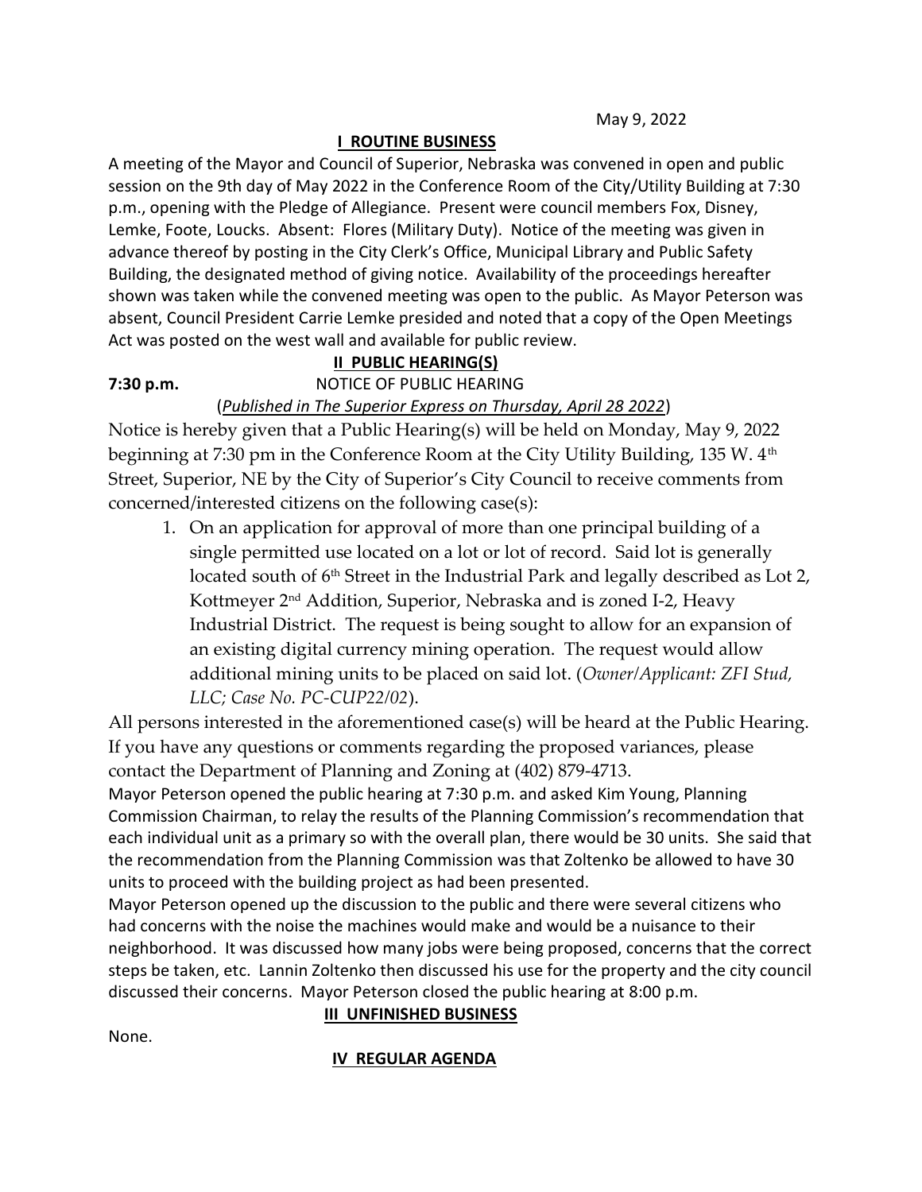May 9, 2022

## I ROUTINE BUSINESS

A meeting of the Mayor and Council of Superior, Nebraska was convened in open and public session on the 9th day of May 2022 in the Conference Room of the City/Utility Building at 7:30 p.m., opening with the Pledge of Allegiance. Present were council members Fox, Disney, Lemke, Foote, Loucks. Absent: Flores (Military Duty). Notice of the meeting was given in advance thereof by posting in the City Clerk's Office, Municipal Library and Public Safety Building, the designated method of giving notice. Availability of the proceedings hereafter shown was taken while the convened meeting was open to the public. As Mayor Peterson was absent, Council President Carrie Lemke presided and noted that a copy of the Open Meetings Act was posted on the west wall and available for public review.

## II PUBLIC HEARING(S)

**7:30 p.m.** NOTICE OF PUBLIC HEARING

(*Published in The Superior Express on Thursday, April 28 2022*)

Notice is hereby given that a Public Hearing(s) will be held on Monday, May 9, 2022 beginning at 7:30 pm in the Conference Room at the City Utility Building, 135 W. 4th Street, Superior, NE by the City of Superior's City Council to receive comments from concerned/interested citizens on the following case(s):

1. On an application for approval of more than one principal building of a single permitted use located on a lot or lot of record. Said lot is generally located south of 6th Street in the Industrial Park and legally described as Lot 2, Kottmeyer 2nd Addition, Superior, Nebraska and is zoned I-2, Heavy Industrial District. The request is being sought to allow for an expansion of an existing digital currency mining operation. The request would allow additional mining units to be placed on said lot. (*Owner/Applicant: ZFI Stud, LLC; Case No. PC-CUP22/02*).

All persons interested in the aforementioned case(s) will be heard at the Public Hearing. If you have any questions or comments regarding the proposed variances, please contact the Department of Planning and Zoning at (402) 879-4713.

Mayor Peterson opened the public hearing at 7:30 p.m. and asked Kim Young, Planning Commission Chairman, to relay the results of the Planning Commission's recommendation that each individual unit as a primary so with the overall plan, there would be 30 units. She said that the recommendation from the Planning Commission was that Zoltenko be allowed to have 30 units to proceed with the building project as had been presented.

Mayor Peterson opened up the discussion to the public and there were several citizens who had concerns with the noise the machines would make and would be a nuisance to their neighborhood. It was discussed how many jobs were being proposed, concerns that the correct steps be taken, etc. Lannin Zoltenko then discussed his use for the property and the city council discussed their concerns. Mayor Peterson closed the public hearing at 8:00 p.m.

## III UNFINISHED BUSINESS

None.

## IV REGULAR AGENDA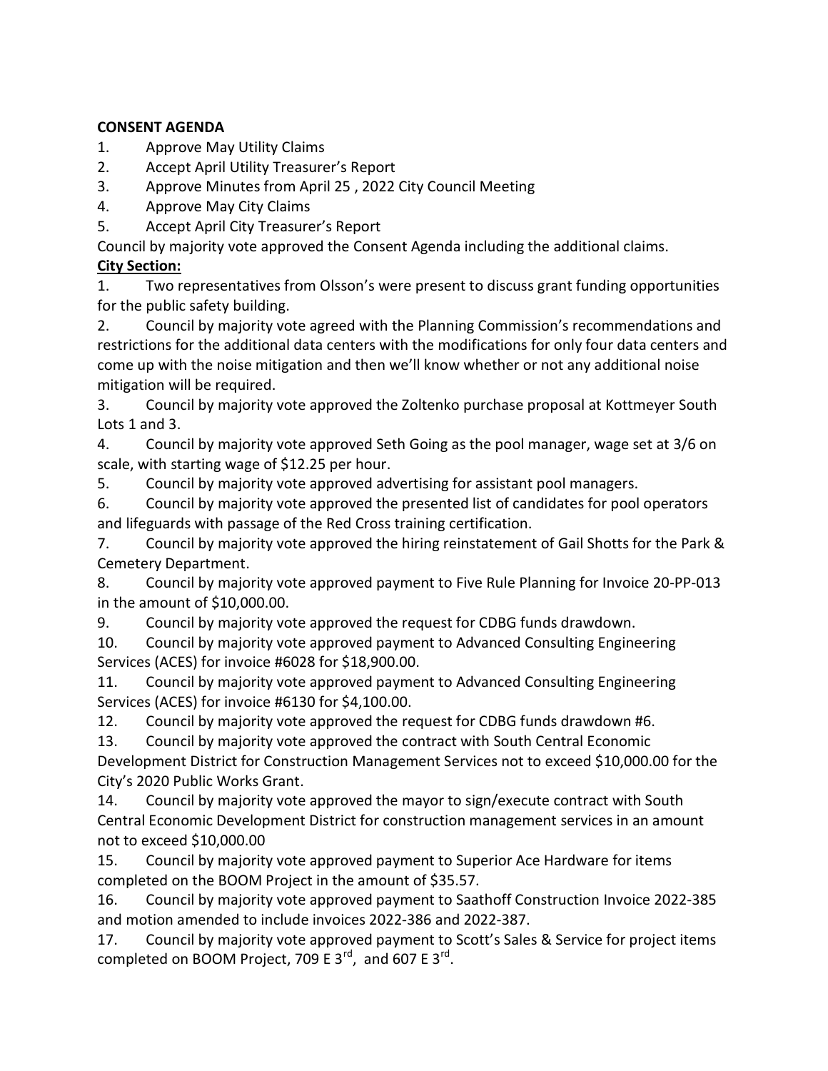**CONSENT AGENDA**

1. Approve May Utility Claims
2. Accept April Utility Treasurer's Report
3. Approve Minutes from April 25 , 2022 City Council Meeting
4. Approve May City Claims
5. Accept April City Treasurer's Report

Council by majority vote approved the Consent Agenda including the additional claims.

**City Section:**

1. Two representatives from Olsson's were present to discuss grant funding opportunities for the public safety building.
2. Council by majority vote agreed with the Planning Commission's recommendations and restrictions for the additional data centers with the modifications for only four data centers and come up with the noise mitigation and then we'll know whether or not any additional noise mitigation will be required.
3. Council by majority vote approved the Zoltenko purchase proposal at Kottmeyer South Lots 1 and 3.
4. Council by majority vote approved Seth Going as the pool manager, wage set at 3/6 on scale, with starting wage of $12.25 per hour.
5. Council by majority vote approved advertising for assistant pool managers.
6. Council by majority vote approved the presented list of candidates for pool operators and lifeguards with passage of the Red Cross training certification.
7. Council by majority vote approved the hiring reinstatement of Gail Shotts for the Park & Cemetery Department.
8. Council by majority vote approved payment to Five Rule Planning for Invoice 20-PP-013 in the amount of $10,000.00.
9. Council by majority vote approved the request for CDBG funds drawdown.
10. Council by majority vote approved payment to Advanced Consulting Engineering Services (ACES) for invoice #6028 for $18,900.00.
11. Council by majority vote approved payment to Advanced Consulting Engineering Services (ACES) for invoice #6130 for $4,100.00.
12. Council by majority vote approved the request for CDBG funds drawdown #6.
13. Council by majority vote approved the contract with South Central Economic Development District for Construction Management Services not to exceed $10,000.00 for the City's 2020 Public Works Grant.
14. Council by majority vote approved the mayor to sign/execute contract with South Central Economic Development District for construction management services in an amount not to exceed $10,000.00
15. Council by majority vote approved payment to Superior Ace Hardware for items completed on the BOOM Project in the amount of $35.57.
16. Council by majority vote approved payment to Saathoff Construction Invoice 2022-385 and motion amended to include invoices 2022-386 and 2022-387.
17. Council by majority vote approved payment to Scott's Sales & Service for project items completed on BOOM Project, 709 E 3rd, and 607 E 3rd.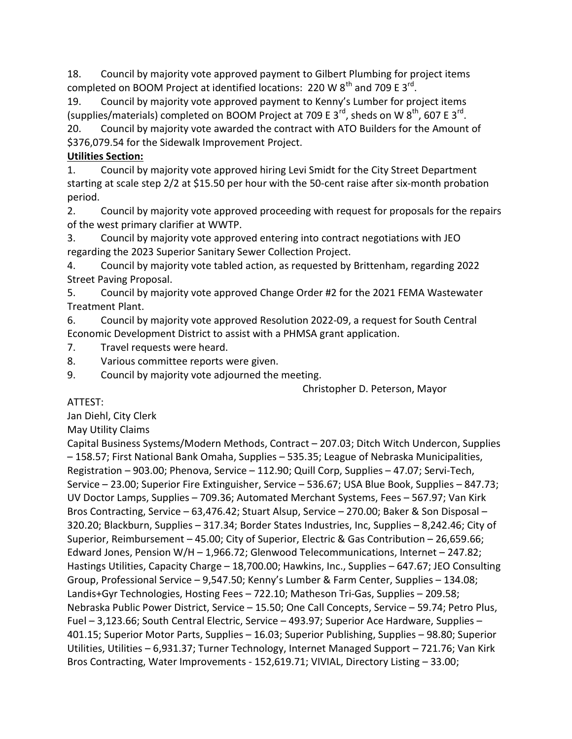18. Council by majority vote approved payment to Gilbert Plumbing for project items completed on BOOM Project at identified locations: 220 W 8th and 709 E 3rd.

19. Council by majority vote approved payment to Kenny's Lumber for project items (supplies/materials) completed on BOOM Project at 709 E 3rd, sheds on W 8th, 607 E 3rd.

20. Council by majority vote awarded the contract with ATO Builders for the Amount of $376,079.54 for the Sidewalk Improvement Project.

**Utilities Section:**

1. Council by majority vote approved hiring Levi Smidt for the City Street Department starting at scale step 2/2 at $15.50 per hour with the 50-cent raise after six-month probation period.

2. Council by majority vote approved proceeding with request for proposals for the repairs of the west primary clarifier at WWTP.

3. Council by majority vote approved entering into contract negotiations with JEO regarding the 2023 Superior Sanitary Sewer Collection Project.

4. Council by majority vote tabled action, as requested by Brittenham, regarding 2022 Street Paving Proposal.

5. Council by majority vote approved Change Order #2 for the 2021 FEMA Wastewater Treatment Plant.

6. Council by majority vote approved Resolution 2022-09, a request for South Central Economic Development District to assist with a PHMSA grant application.

7. Travel requests were heard.

8. Various committee reports were given.

9. Council by majority vote adjourned the meeting.

Christopher D. Peterson, Mayor

ATTEST:

Jan Diehl, City Clerk

May Utility Claims

Capital Business Systems/Modern Methods, Contract – 207.03; Ditch Witch Undercon, Supplies – 158.57; First National Bank Omaha, Supplies – 535.35; League of Nebraska Municipalities, Registration – 903.00; Phenova, Service – 112.90; Quill Corp, Supplies – 47.07; Servi-Tech, Service – 23.00; Superior Fire Extinguisher, Service – 536.67; USA Blue Book, Supplies – 847.73; UV Doctor Lamps, Supplies – 709.36; Automated Merchant Systems, Fees – 567.97; Van Kirk Bros Contracting, Service – 63,476.42; Stuart Alsup, Service – 270.00; Baker & Son Disposal – 320.20; Blackburn, Supplies – 317.34; Border States Industries, Inc, Supplies – 8,242.46; City of Superior, Reimbursement – 45.00; City of Superior, Electric & Gas Contribution – 26,659.66; Edward Jones, Pension W/H – 1,966.72; Glenwood Telecommunications, Internet – 247.82; Hastings Utilities, Capacity Charge – 18,700.00; Hawkins, Inc., Supplies – 647.67; JEO Consulting Group, Professional Service – 9,547.50; Kenny's Lumber & Farm Center, Supplies – 134.08; Landis+Gyr Technologies, Hosting Fees – 722.10; Matheson Tri-Gas, Supplies – 209.58; Nebraska Public Power District, Service – 15.50; One Call Concepts, Service – 59.74; Petro Plus, Fuel – 3,123.66; South Central Electric, Service – 493.97; Superior Ace Hardware, Supplies – 401.15; Superior Motor Parts, Supplies – 16.03; Superior Publishing, Supplies – 98.80; Superior Utilities, Utilities – 6,931.37; Turner Technology, Internet Managed Support – 721.76; Van Kirk Bros Contracting, Water Improvements - 152,619.71; VIVIAL, Directory Listing – 33.00;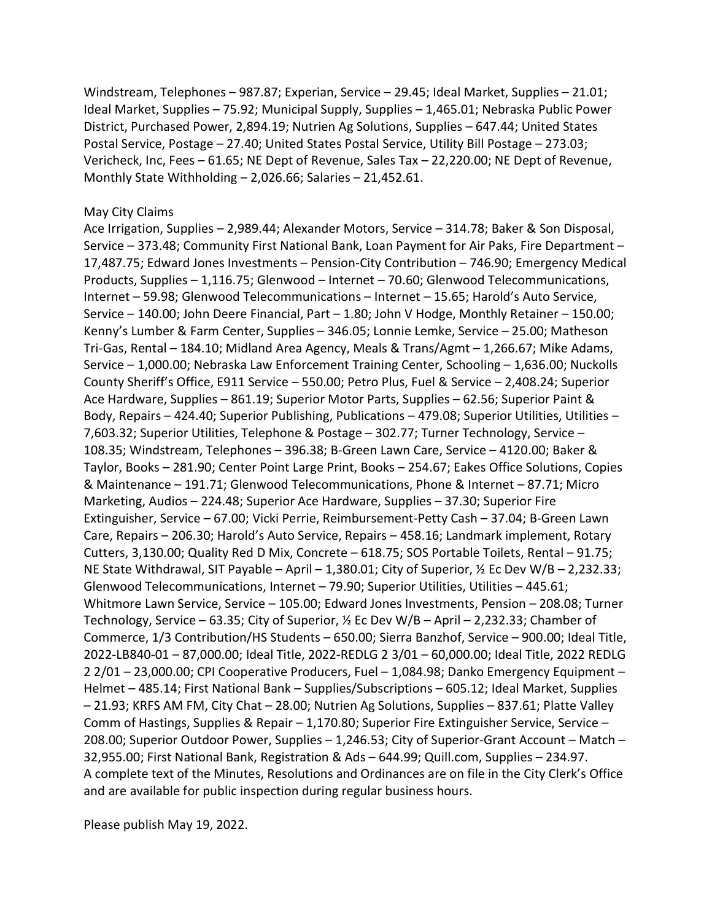Windstream, Telephones – 987.87; Experian, Service – 29.45; Ideal Market, Supplies – 21.01; Ideal Market, Supplies – 75.92; Municipal Supply, Supplies – 1,465.01; Nebraska Public Power District, Purchased Power, 2,894.19; Nutrien Ag Solutions, Supplies – 647.44; United States Postal Service, Postage – 27.40; United States Postal Service, Utility Bill Postage – 273.03; Vericheck, Inc, Fees – 61.65; NE Dept of Revenue, Sales Tax – 22,220.00; NE Dept of Revenue, Monthly State Withholding – 2,026.66; Salaries – 21,452.61.

May City Claims

Ace Irrigation, Supplies – 2,989.44; Alexander Motors, Service – 314.78; Baker & Son Disposal, Service – 373.48; Community First National Bank, Loan Payment for Air Paks, Fire Department – 17,487.75; Edward Jones Investments – Pension-City Contribution – 746.90; Emergency Medical Products, Supplies – 1,116.75; Glenwood – Internet – 70.60; Glenwood Telecommunications, Internet – 59.98; Glenwood Telecommunications – Internet – 15.65; Harold's Auto Service, Service – 140.00; John Deere Financial, Part – 1.80; John V Hodge, Monthly Retainer – 150.00; Kenny's Lumber & Farm Center, Supplies – 346.05; Lonnie Lemke, Service – 25.00; Matheson Tri-Gas, Rental – 184.10; Midland Area Agency, Meals & Trans/Agmt – 1,266.67; Mike Adams, Service – 1,000.00; Nebraska Law Enforcement Training Center, Schooling – 1,636.00; Nuckolls County Sheriff's Office, E911 Service – 550.00; Petro Plus, Fuel & Service – 2,408.24; Superior Ace Hardware, Supplies – 861.19; Superior Motor Parts, Supplies – 62.56; Superior Paint & Body, Repairs – 424.40; Superior Publishing, Publications – 479.08; Superior Utilities, Utilities – 7,603.32; Superior Utilities, Telephone & Postage – 302.77; Turner Technology, Service – 108.35; Windstream, Telephones – 396.38; B-Green Lawn Care, Service – 4120.00; Baker & Taylor, Books – 281.90; Center Point Large Print, Books – 254.67; Eakes Office Solutions, Copies & Maintenance – 191.71; Glenwood Telecommunications, Phone & Internet – 87.71; Micro Marketing, Audios – 224.48; Superior Ace Hardware, Supplies – 37.30; Superior Fire Extinguisher, Service – 67.00; Vicki Perrie, Reimbursement-Petty Cash – 37.04; B-Green Lawn Care, Repairs – 206.30; Harold's Auto Service, Repairs – 458.16; Landmark implement, Rotary Cutters, 3,130.00; Quality Red D Mix, Concrete – 618.75; SOS Portable Toilets, Rental – 91.75; NE State Withdrawal, SIT Payable – April – 1,380.01; City of Superior, ½ Ec Dev W/B – 2,232.33; Glenwood Telecommunications, Internet – 79.90; Superior Utilities, Utilities – 445.61; Whitmore Lawn Service, Service – 105.00; Edward Jones Investments, Pension – 208.08; Turner Technology, Service – 63.35; City of Superior, ½ Ec Dev W/B – April – 2,232.33; Chamber of Commerce, 1/3 Contribution/HS Students – 650.00; Sierra Banzhof, Service – 900.00; Ideal Title, 2022-LB840-01 – 87,000.00; Ideal Title, 2022-REDLG 2 3/01 – 60,000.00; Ideal Title, 2022 REDLG 2 2/01 – 23,000.00; CPI Cooperative Producers, Fuel – 1,084.98; Danko Emergency Equipment – Helmet – 485.14; First National Bank – Supplies/Subscriptions – 605.12; Ideal Market, Supplies – 21.93; KRFS AM FM, City Chat – 28.00; Nutrien Ag Solutions, Supplies – 837.61; Platte Valley Comm of Hastings, Supplies & Repair – 1,170.80; Superior Fire Extinguisher Service, Service – 208.00; Superior Outdoor Power, Supplies – 1,246.53; City of Superior-Grant Account – Match – 32,955.00; First National Bank, Registration & Ads – 644.99; Quill.com, Supplies – 234.97.

A complete text of the Minutes, Resolutions and Ordinances are on file in the City Clerk's Office and are available for public inspection during regular business hours.

Please publish May 19, 2022.